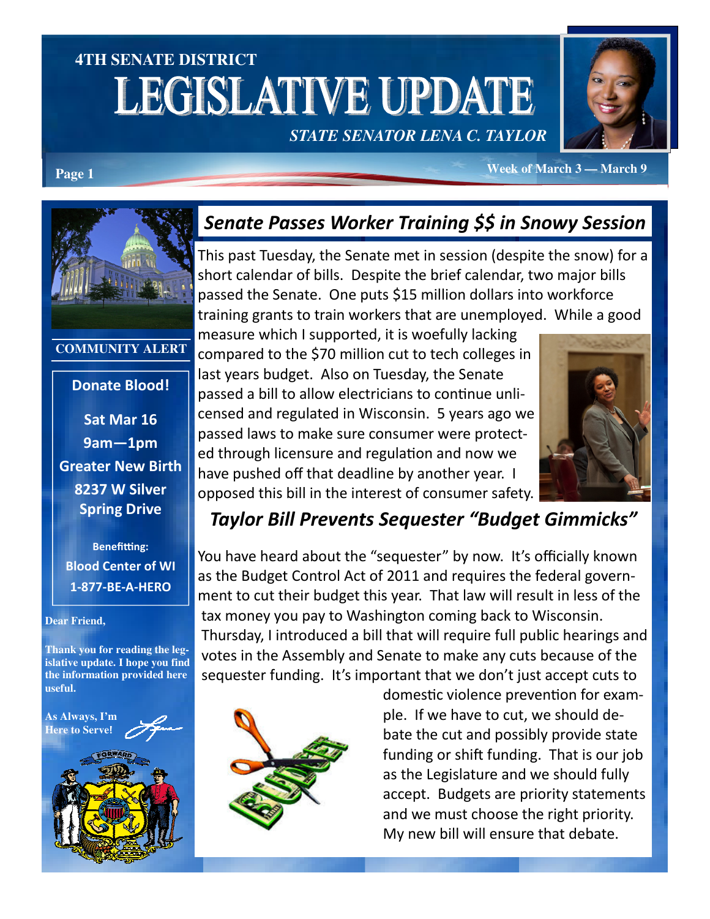4TH SENATE DISTRICT

# LEGISLATIVE UPDATE

*STATE SENATOR LENA C. TAYLOR*

Week of March 3 — March 9

## Senate Passes Worker Training $$ in Snowy Session

This past Tuesday, the Senate met in session (despite the snow) for a short calendar of bills. Despite the brief calendar, two major bills passed the Senate. One puts $15 million dollars into workforce training grants to train workers that are unemployed. While a good measure which I supported, it is woefully lacking compared to the $70 million cut to tech colleges in last years budget. Also on Tuesday, the Senate passed a bill to allow electricians to continue unlicensed and regulated in Wisconsin. 5 years ago we passed laws to make sure consumer were protected through licensure and regulation and now we have pushed off that deadline by another year. I opposed this bill in the interest of consumer safety.

## Taylor Bill Prevents Sequester "Budget Gimmicks"

You have heard about the "sequester" by now. It's officially known as the Budget Control Act of 2011 and requires the federal government to cut their budget this year. That law will result in less of the tax money you pay to Washington coming back to Wisconsin. Thursday, I introduced a bill that will require full public hearings and votes in the Assembly and Senate to make any cuts because of the sequester funding. It's important that we don't just accept cuts to domestic violence prevention for example. If we have to cut, we should debate the cut and possibly provide state funding or shift funding. That is our job as the Legislature and we should fully accept. Budgets are priority statements and we must choose the right priority. My new bill will ensure that debate.

---

**COMMUNITY ALERT**

**Donate Blood!**

**Sat Mar 16**
**9am—1pm**
**Greater New Birth**
**8237 W Silver Spring Drive**

**Benefitting:**
**Blood Center of WI**
**1-877-BE-A-HERO**

**Dear Friend,**

**Thank you for reading the legislative update. I hope you find the information provided here useful.**

**As Always, I'm Here to Serve!**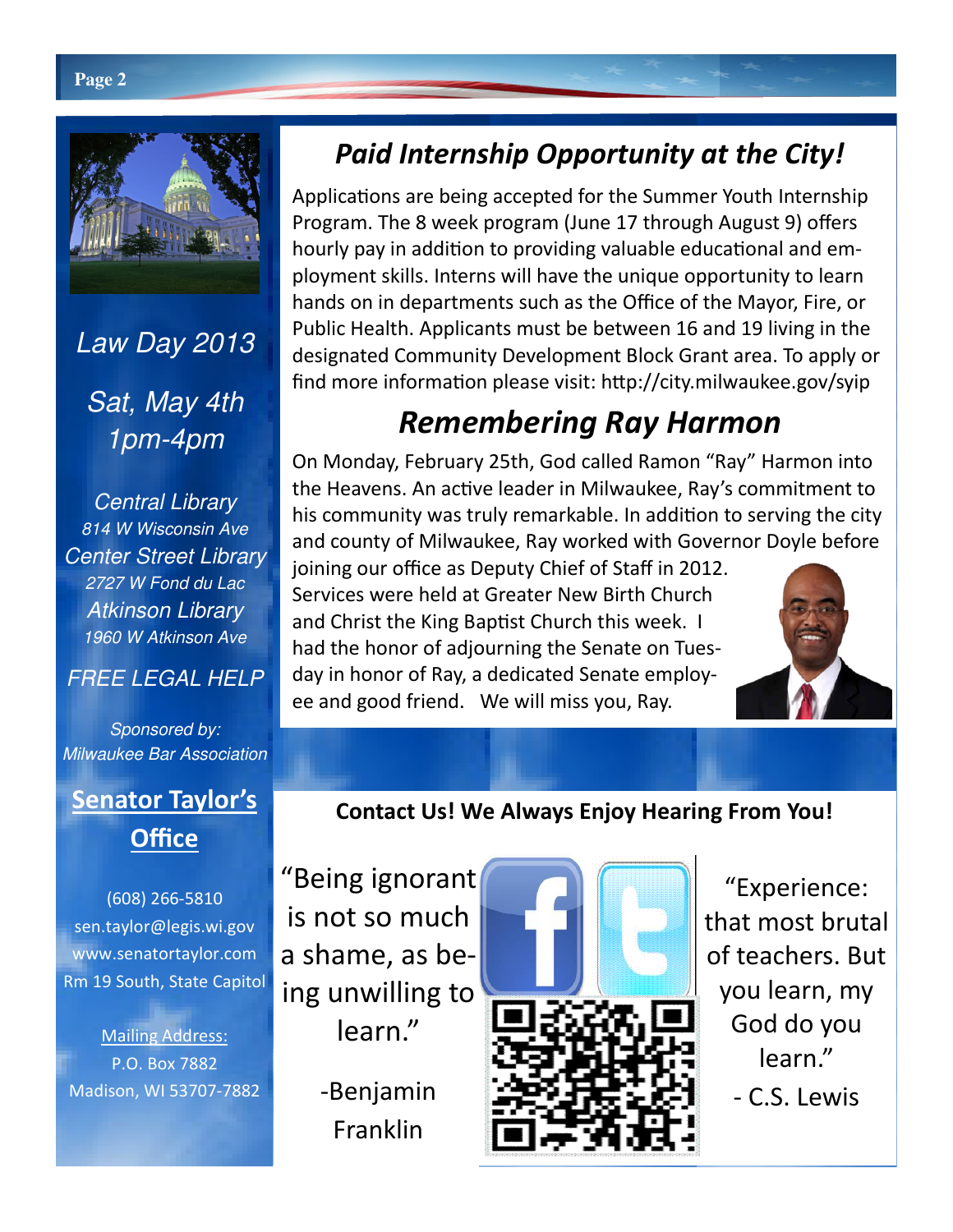## Paid Internship Opportunity at the City!

Applications are being accepted for the Summer Youth Internship Program. The 8 week program (June 17 through August 9) offers hourly pay in addition to providing valuable educational and employment skills. Interns will have the unique opportunity to learn hands on in departments such as the Office of the Mayor, Fire, or Public Health. Applicants must be between 16 and 19 living in the designated Community Development Block Grant area. To apply or find more information please visit: http://city.milwaukee.gov/syip

## Remembering Ray Harmon

On Monday, February 25th, God called Ramon "Ray" Harmon into the Heavens. An active leader in Milwaukee, Ray's commitment to his community was truly remarkable. In addition to serving the city and county of Milwaukee, Ray worked with Governor Doyle before joining our office as Deputy Chief of Staff in 2012. Services were held at Greater New Birth Church and Christ the King Baptist Church this week. I had the honor of adjourning the Senate on Tuesday in honor of Ray, a dedicated Senate employee and good friend. We will miss you, Ray.

*Law Day 2013*

*Sat, May 4th*
*1pm-4pm*

*Central Library*
*814 W Wisconsin Ave*
*Center Street Library*
*2727 W Fond du Lac*
*Atkinson Library*
*1960 W Atkinson Ave*

*FREE LEGAL HELP*

*Sponsored by:*
*Milwaukee Bar Association*

### Senator Taylor's Office

(608) 266-5810
sen.taylor@legis.wi.gov
www.senatortaylor.com
Rm 19 South, State Capitol

Mailing Address:
P.O. Box 7882
Madison, WI 53707-7882

**Contact Us! We Always Enjoy Hearing From You!**

"Being ignorant is not so much a shame, as being unwilling to learn."

-Benjamin Franklin

"Experience: that most brutal of teachers. But you learn, my God do you learn."

- C.S. Lewis